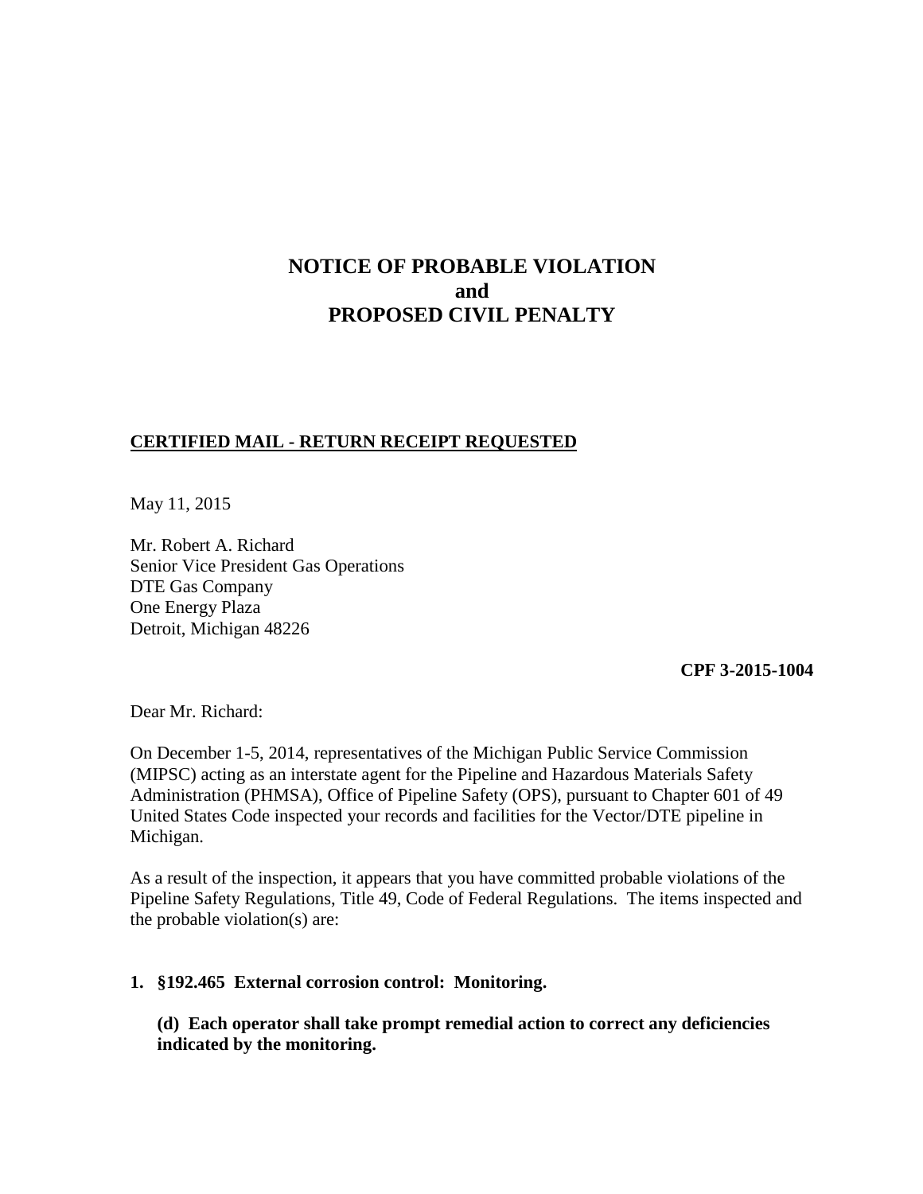# NOTICE OF PROBABLE VIOLATION
# and
# PROPOSED CIVIL PENALTY

**CERTIFIED MAIL - RETURN RECEIPT REQUESTED**

May 11, 2015

Mr. Robert A. Richard
Senior Vice President Gas Operations
DTE Gas Company
One Energy Plaza
Detroit, Michigan 48226

**CPF 3-2015-1004**

Dear Mr. Richard:

On December 1-5, 2014, representatives of the Michigan Public Service Commission (MIPSC) acting as an interstate agent for the Pipeline and Hazardous Materials Safety Administration (PHMSA), Office of Pipeline Safety (OPS), pursuant to Chapter 601 of 49 United States Code inspected your records and facilities for the Vector/DTE pipeline in Michigan.

As a result of the inspection, it appears that you have committed probable violations of the Pipeline Safety Regulations, Title 49, Code of Federal Regulations. The items inspected and the probable violation(s) are:

**1. §192.465 External corrosion control: Monitoring.**

**(d) Each operator shall take prompt remedial action to correct any deficiencies indicated by the monitoring.**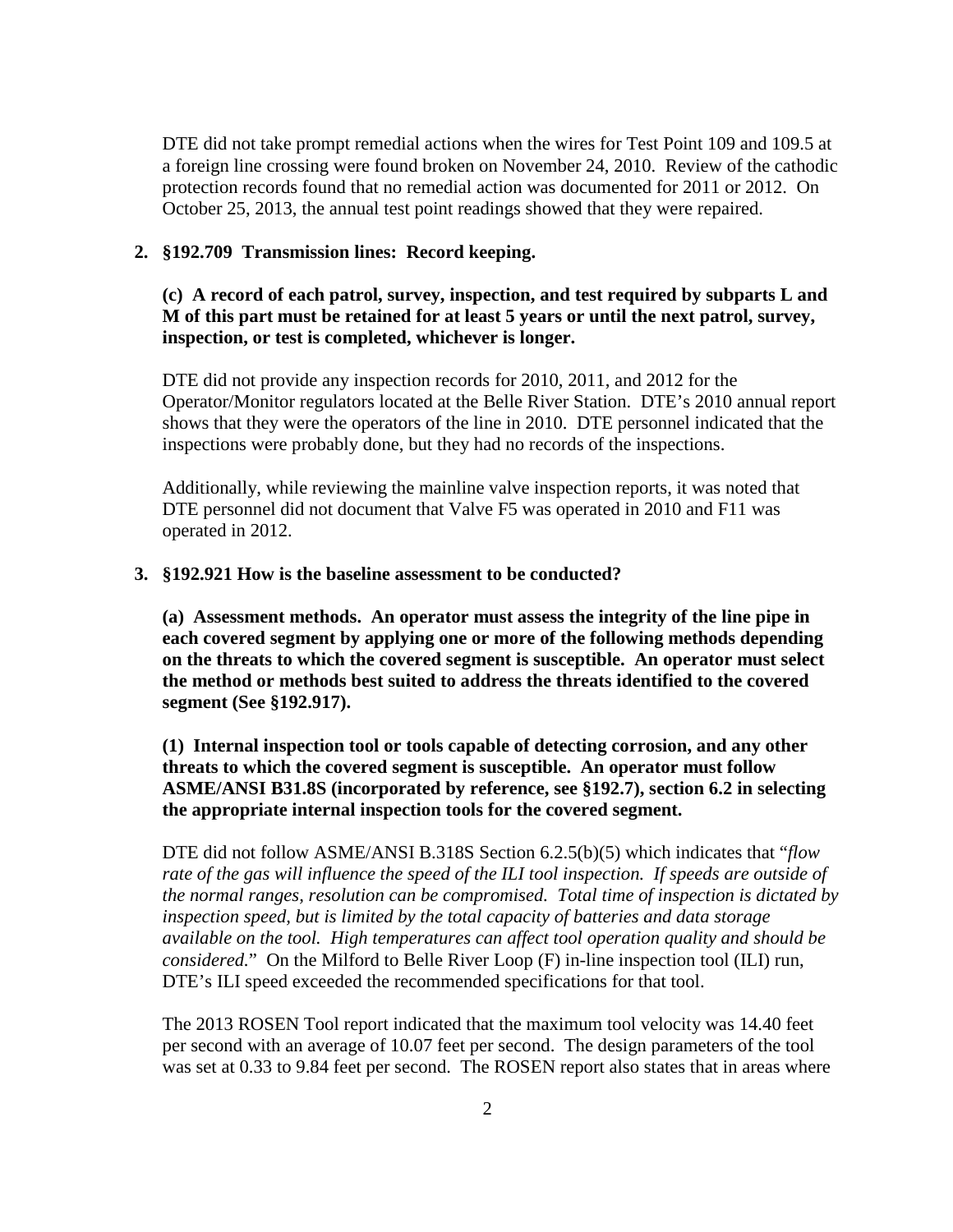DTE did not take prompt remedial actions when the wires for Test Point 109 and 109.5 at a foreign line crossing were found broken on November 24, 2010. Review of the cathodic protection records found that no remedial action was documented for 2011 or 2012. On October 25, 2013, the annual test point readings showed that they were repaired.

**2. §192.709 Transmission lines: Record keeping.**

**(c) A record of each patrol, survey, inspection, and test required by subparts L and M of this part must be retained for at least 5 years or until the next patrol, survey, inspection, or test is completed, whichever is longer.**

DTE did not provide any inspection records for 2010, 2011, and 2012 for the Operator/Monitor regulators located at the Belle River Station. DTE's 2010 annual report shows that they were the operators of the line in 2010. DTE personnel indicated that the inspections were probably done, but they had no records of the inspections.

Additionally, while reviewing the mainline valve inspection reports, it was noted that DTE personnel did not document that Valve F5 was operated in 2010 and F11 was operated in 2012.

**3. §192.921 How is the baseline assessment to be conducted?**

**(a) Assessment methods. An operator must assess the integrity of the line pipe in each covered segment by applying one or more of the following methods depending on the threats to which the covered segment is susceptible. An operator must select the method or methods best suited to address the threats identified to the covered segment (See §192.917).**

**(1) Internal inspection tool or tools capable of detecting corrosion, and any other threats to which the covered segment is susceptible. An operator must follow ASME/ANSI B31.8S (incorporated by reference, see §192.7), section 6.2 in selecting the appropriate internal inspection tools for the covered segment.**

DTE did not follow ASME/ANSI B.318S Section 6.2.5(b)(5) which indicates that "*flow rate of the gas will influence the speed of the ILI tool inspection. If speeds are outside of the normal ranges, resolution can be compromised. Total time of inspection is dictated by inspection speed, but is limited by the total capacity of batteries and data storage available on the tool. High temperatures can affect tool operation quality and should be considered.*" On the Milford to Belle River Loop (F) in-line inspection tool (ILI) run, DTE's ILI speed exceeded the recommended specifications for that tool.

The 2013 ROSEN Tool report indicated that the maximum tool velocity was 14.40 feet per second with an average of 10.07 feet per second. The design parameters of the tool was set at 0.33 to 9.84 feet per second. The ROSEN report also states that in areas where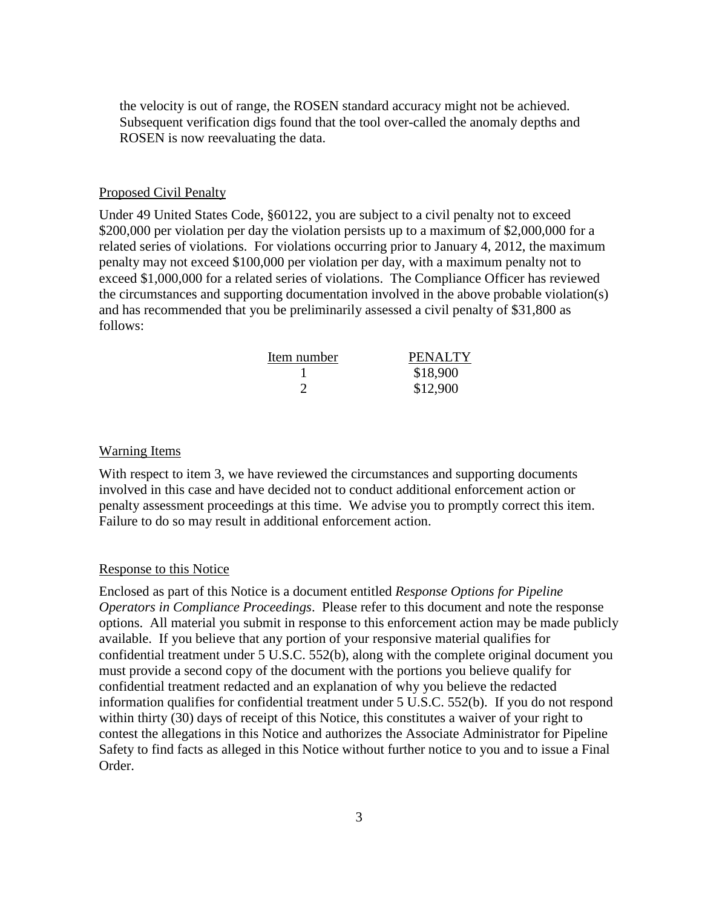the velocity is out of range, the ROSEN standard accuracy might not be achieved. Subsequent verification digs found that the tool over-called the anomaly depths and ROSEN is now reevaluating the data.

Proposed Civil Penalty

Under 49 United States Code, §60122, you are subject to a civil penalty not to exceed $200,000 per violation per day the violation persists up to a maximum of $2,000,000 for a related series of violations. For violations occurring prior to January 4, 2012, the maximum penalty may not exceed $100,000 per violation per day, with a maximum penalty not to exceed $1,000,000 for a related series of violations. The Compliance Officer has reviewed the circumstances and supporting documentation involved in the above probable violation(s) and has recommended that you be preliminarily assessed a civil penalty of $31,800 as follows:

| Item number | PENALTY |
| --- | --- |
| 1 | $18,900 |
| 2 | $12,900 |

Warning Items

With respect to item 3, we have reviewed the circumstances and supporting documents involved in this case and have decided not to conduct additional enforcement action or penalty assessment proceedings at this time. We advise you to promptly correct this item. Failure to do so may result in additional enforcement action.

Response to this Notice

Enclosed as part of this Notice is a document entitled *Response Options for Pipeline Operators in Compliance Proceedings*. Please refer to this document and note the response options. All material you submit in response to this enforcement action may be made publicly available. If you believe that any portion of your responsive material qualifies for confidential treatment under 5 U.S.C. 552(b), along with the complete original document you must provide a second copy of the document with the portions you believe qualify for confidential treatment redacted and an explanation of why you believe the redacted information qualifies for confidential treatment under 5 U.S.C. 552(b). If you do not respond within thirty (30) days of receipt of this Notice, this constitutes a waiver of your right to contest the allegations in this Notice and authorizes the Associate Administrator for Pipeline Safety to find facts as alleged in this Notice without further notice to you and to issue a Final Order.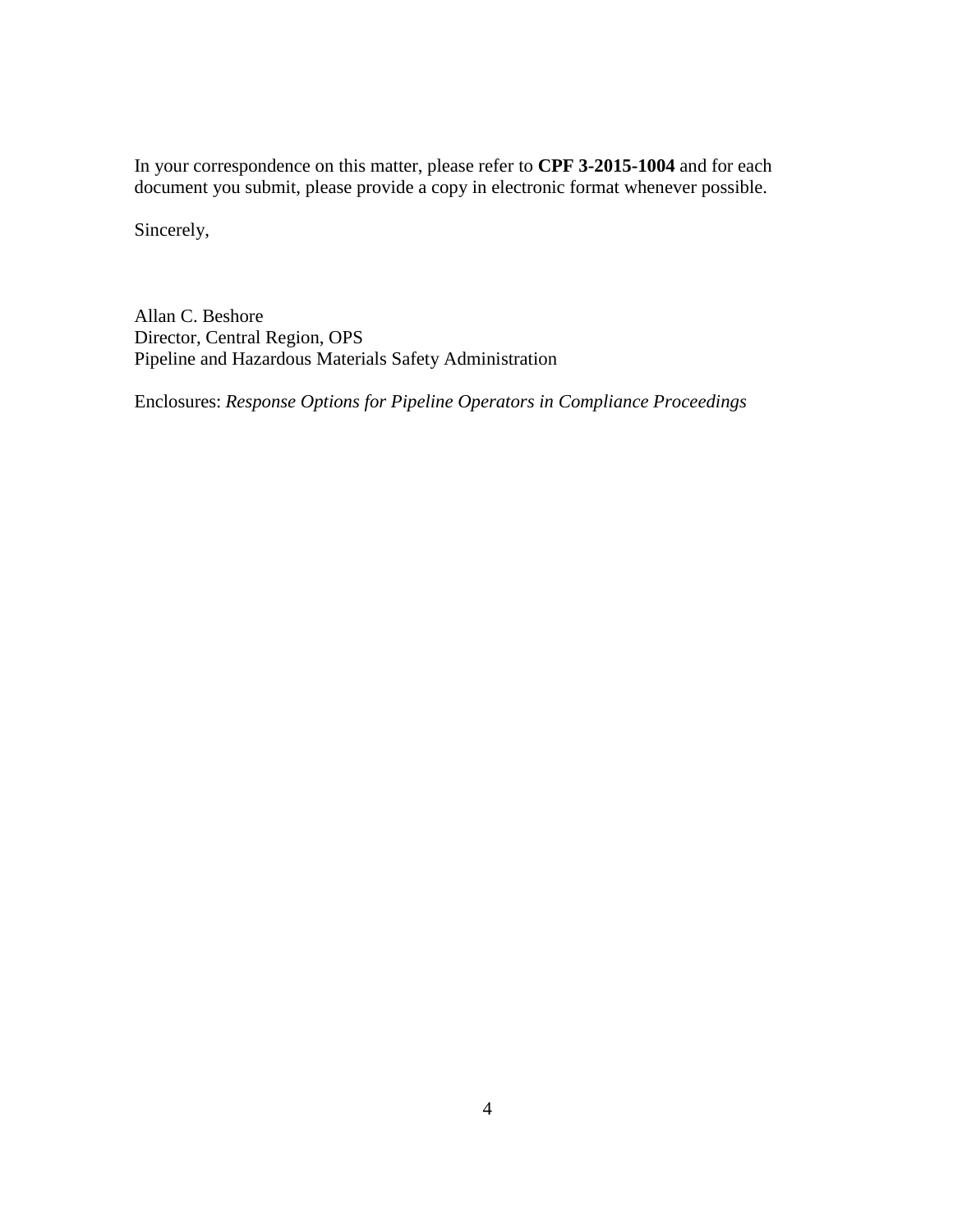In your correspondence on this matter, please refer to **CPF 3-2015-1004** and for each document you submit, please provide a copy in electronic format whenever possible.

Sincerely,

Allan C. Beshore
Director, Central Region, OPS
Pipeline and Hazardous Materials Safety Administration

Enclosures: *Response Options for Pipeline Operators in Compliance Proceedings*